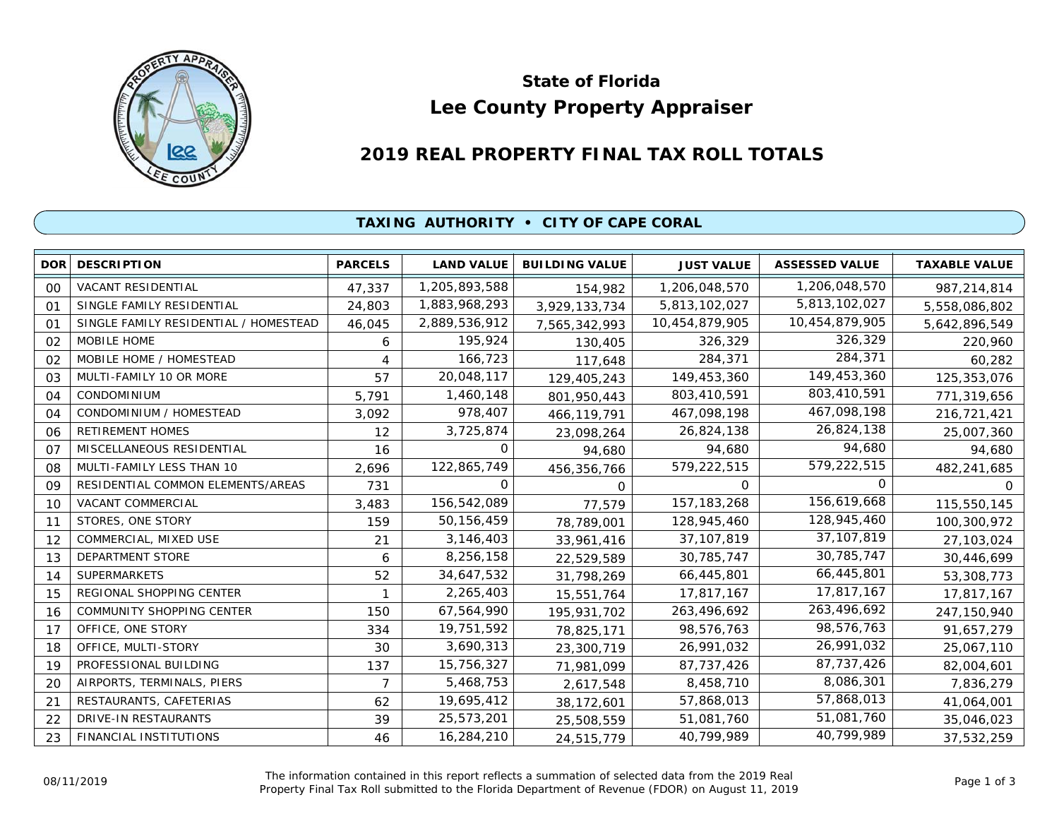# State of Florida
# Lee County Property Appraiser

## 2019 REAL PROPERTY FINAL TAX ROLL TOTALS

### TAXING AUTHORITY • CITY OF CAPE CORAL

| DOR | DESCRIPTION | PARCELS | LAND VALUE | BUILDING VALUE | JUST VALUE | ASSESSED VALUE | TAXABLE VALUE |
|---|---|---|---|---|---|---|---|
| 00 | VACANT RESIDENTIAL | 47,337 | 1,205,893,588 | 154,982 | 1,206,048,570 | 1,206,048,570 | 987,214,814 |
| 01 | SINGLE FAMILY RESIDENTIAL | 24,803 | 1,883,968,293 | 3,929,133,734 | 5,813,102,027 | 5,813,102,027 | 5,558,086,802 |
| 01 | SINGLE FAMILY RESIDENTIAL / HOMESTEAD | 46,045 | 2,889,536,912 | 7,565,342,993 | 10,454,879,905 | 10,454,879,905 | 5,642,896,549 |
| 02 | MOBILE HOME | 6 | 195,924 | 130,405 | 326,329 | 326,329 | 220,960 |
| 02 | MOBILE HOME / HOMESTEAD | 4 | 166,723 | 117,648 | 284,371 | 284,371 | 60,282 |
| 03 | MULTI-FAMILY 10 OR MORE | 57 | 20,048,117 | 129,405,243 | 149,453,360 | 149,453,360 | 125,353,076 |
| 04 | CONDOMINIUM | 5,791 | 1,460,148 | 801,950,443 | 803,410,591 | 803,410,591 | 771,319,656 |
| 04 | CONDOMINIUM / HOMESTEAD | 3,092 | 978,407 | 466,119,791 | 467,098,198 | 467,098,198 | 216,721,421 |
| 06 | RETIREMENT HOMES | 12 | 3,725,874 | 23,098,264 | 26,824,138 | 26,824,138 | 25,007,360 |
| 07 | MISCELLANEOUS RESIDENTIAL | 16 | 0 | 94,680 | 94,680 | 94,680 | 94,680 |
| 08 | MULTI-FAMILY LESS THAN 10 | 2,696 | 122,865,749 | 456,356,766 | 579,222,515 | 579,222,515 | 482,241,685 |
| 09 | RESIDENTIAL COMMON ELEMENTS/AREAS | 731 | 0 | 0 | 0 | 0 | 0 |
| 10 | VACANT COMMERCIAL | 3,483 | 156,542,089 | 77,579 | 157,183,268 | 156,619,668 | 115,550,145 |
| 11 | STORES, ONE STORY | 159 | 50,156,459 | 78,789,001 | 128,945,460 | 128,945,460 | 100,300,972 |
| 12 | COMMERCIAL, MIXED USE | 21 | 3,146,403 | 33,961,416 | 37,107,819 | 37,107,819 | 27,103,024 |
| 13 | DEPARTMENT STORE | 6 | 8,256,158 | 22,529,589 | 30,785,747 | 30,785,747 | 30,446,699 |
| 14 | SUPERMARKETS | 52 | 34,647,532 | 31,798,269 | 66,445,801 | 66,445,801 | 53,308,773 |
| 15 | REGIONAL SHOPPING CENTER | 1 | 2,265,403 | 15,551,764 | 17,817,167 | 17,817,167 | 17,817,167 |
| 16 | COMMUNITY SHOPPING CENTER | 150 | 67,564,990 | 195,931,702 | 263,496,692 | 263,496,692 | 247,150,940 |
| 17 | OFFICE, ONE STORY | 334 | 19,751,592 | 78,825,171 | 98,576,763 | 98,576,763 | 91,657,279 |
| 18 | OFFICE, MULTI-STORY | 30 | 3,690,313 | 23,300,719 | 26,991,032 | 26,991,032 | 25,067,110 |
| 19 | PROFESSIONAL BUILDING | 137 | 15,756,327 | 71,981,099 | 87,737,426 | 87,737,426 | 82,004,601 |
| 20 | AIRPORTS, TERMINALS, PIERS | 7 | 5,468,753 | 2,617,548 | 8,458,710 | 8,086,301 | 7,836,279 |
| 21 | RESTAURANTS, CAFETERIAS | 62 | 19,695,412 | 38,172,601 | 57,868,013 | 57,868,013 | 41,064,001 |
| 22 | DRIVE-IN RESTAURANTS | 39 | 25,573,201 | 25,508,559 | 51,081,760 | 51,081,760 | 35,046,023 |
| 23 | FINANCIAL INSTITUTIONS | 46 | 16,284,210 | 24,515,779 | 40,799,989 | 40,799,989 | 37,532,259 |

08/11/2019

The information contained in this report reflects a summation of selected data from the 2019 Real Property Final Tax Roll submitted to the Florida Department of Revenue (FDOR) on August 11, 2019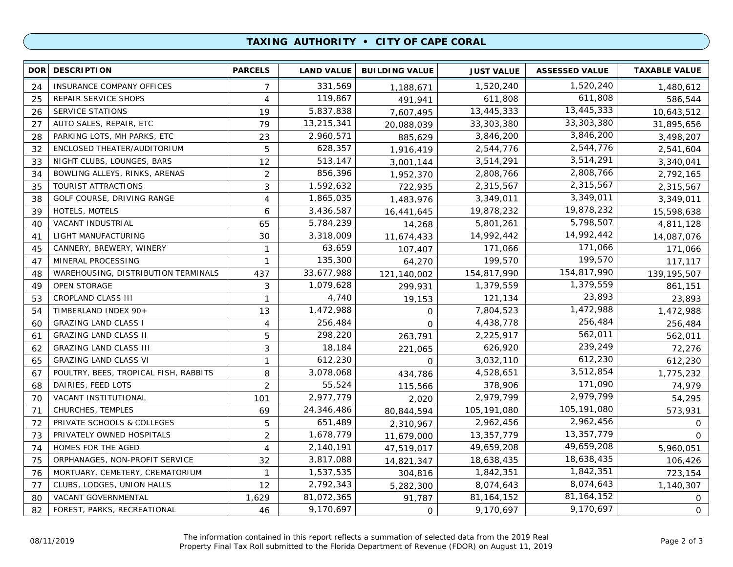## TAXING AUTHORITY • CITY OF CAPE CORAL

| DOR | DESCRIPTION | PARCELS | LAND VALUE | BUILDING VALUE | JUST VALUE | ASSESSED VALUE | TAXABLE VALUE |
|---|---|---|---|---|---|---|---|
| 24 | INSURANCE COMPANY OFFICES | 7 | 331,569 | 1,188,671 | 1,520,240 | 1,520,240 | 1,480,612 |
| 25 | REPAIR SERVICE SHOPS | 4 | 119,867 | 491,941 | 611,808 | 611,808 | 586,544 |
| 26 | SERVICE STATIONS | 19 | 5,837,838 | 7,607,495 | 13,445,333 | 13,445,333 | 10,643,512 |
| 27 | AUTO SALES, REPAIR, ETC | 79 | 13,215,341 | 20,088,039 | 33,303,380 | 33,303,380 | 31,895,656 |
| 28 | PARKING LOTS, MH PARKS, ETC | 23 | 2,960,571 | 885,629 | 3,846,200 | 3,846,200 | 3,498,207 |
| 32 | ENCLOSED THEATER/AUDITORIUM | 5 | 628,357 | 1,916,419 | 2,544,776 | 2,544,776 | 2,541,604 |
| 33 | NIGHT CLUBS, LOUNGES, BARS | 12 | 513,147 | 3,001,144 | 3,514,291 | 3,514,291 | 3,340,041 |
| 34 | BOWLING ALLEYS, RINKS, ARENAS | 2 | 856,396 | 1,952,370 | 2,808,766 | 2,808,766 | 2,792,165 |
| 35 | TOURIST ATTRACTIONS | 3 | 1,592,632 | 722,935 | 2,315,567 | 2,315,567 | 2,315,567 |
| 38 | GOLF COURSE, DRIVING RANGE | 4 | 1,865,035 | 1,483,976 | 3,349,011 | 3,349,011 | 3,349,011 |
| 39 | HOTELS, MOTELS | 6 | 3,436,587 | 16,441,645 | 19,878,232 | 19,878,232 | 15,598,638 |
| 40 | VACANT INDUSTRIAL | 65 | 5,784,239 | 14,268 | 5,801,261 | 5,798,507 | 4,811,128 |
| 41 | LIGHT MANUFACTURING | 30 | 3,318,009 | 11,674,433 | 14,992,442 | 14,992,442 | 14,087,076 |
| 45 | CANNERY, BREWERY, WINERY | 1 | 63,659 | 107,407 | 171,066 | 171,066 | 171,066 |
| 47 | MINERAL PROCESSING | 1 | 135,300 | 64,270 | 199,570 | 199,570 | 117,117 |
| 48 | WAREHOUSING, DISTRIBUTION TERMINALS | 437 | 33,677,988 | 121,140,002 | 154,817,990 | 154,817,990 | 139,195,507 |
| 49 | OPEN STORAGE | 3 | 1,079,628 | 299,931 | 1,379,559 | 1,379,559 | 861,151 |
| 53 | CROPLAND CLASS III | 1 | 4,740 | 19,153 | 121,134 | 23,893 | 23,893 |
| 54 | TIMBERLAND INDEX 90+ | 13 | 1,472,988 | 0 | 7,804,523 | 1,472,988 | 1,472,988 |
| 60 | GRAZING LAND CLASS I | 4 | 256,484 | 0 | 4,438,778 | 256,484 | 256,484 |
| 61 | GRAZING LAND CLASS II | 5 | 298,220 | 263,791 | 2,225,917 | 562,011 | 562,011 |
| 62 | GRAZING LAND CLASS III | 3 | 18,184 | 221,065 | 626,920 | 239,249 | 72,276 |
| 65 | GRAZING LAND CLASS VI | 1 | 612,230 | 0 | 3,032,110 | 612,230 | 612,230 |
| 67 | POULTRY, BEES, TROPICAL FISH, RABBITS | 8 | 3,078,068 | 434,786 | 4,528,651 | 3,512,854 | 1,775,232 |
| 68 | DAIRIES, FEED LOTS | 2 | 55,524 | 115,566 | 378,906 | 171,090 | 74,979 |
| 70 | VACANT INSTITUTIONAL | 101 | 2,977,779 | 2,020 | 2,979,799 | 2,979,799 | 54,295 |
| 71 | CHURCHES, TEMPLES | 69 | 24,346,486 | 80,844,594 | 105,191,080 | 105,191,080 | 573,931 |
| 72 | PRIVATE SCHOOLS & COLLEGES | 5 | 651,489 | 2,310,967 | 2,962,456 | 2,962,456 | 0 |
| 73 | PRIVATELY OWNED HOSPITALS | 2 | 1,678,779 | 11,679,000 | 13,357,779 | 13,357,779 | 0 |
| 74 | HOMES FOR THE AGED | 4 | 2,140,191 | 47,519,017 | 49,659,208 | 49,659,208 | 5,960,051 |
| 75 | ORPHANAGES, NON-PROFIT SERVICE | 32 | 3,817,088 | 14,821,347 | 18,638,435 | 18,638,435 | 106,426 |
| 76 | MORTUARY, CEMETERY, CREMATORIUM | 1 | 1,537,535 | 304,816 | 1,842,351 | 1,842,351 | 723,154 |
| 77 | CLUBS, LODGES, UNION HALLS | 12 | 2,792,343 | 5,282,300 | 8,074,643 | 8,074,643 | 1,140,307 |
| 80 | VACANT GOVERNMENTAL | 1,629 | 81,072,365 | 91,787 | 81,164,152 | 81,164,152 | 0 |
| 82 | FOREST, PARKS, RECREATIONAL | 46 | 9,170,697 | 0 | 9,170,697 | 9,170,697 | 0 |

08/11/2019

The information contained in this report reflects a summation of selected data from the 2019 Real Property Final Tax Roll submitted to the Florida Department of Revenue (FDOR) on August 11, 2019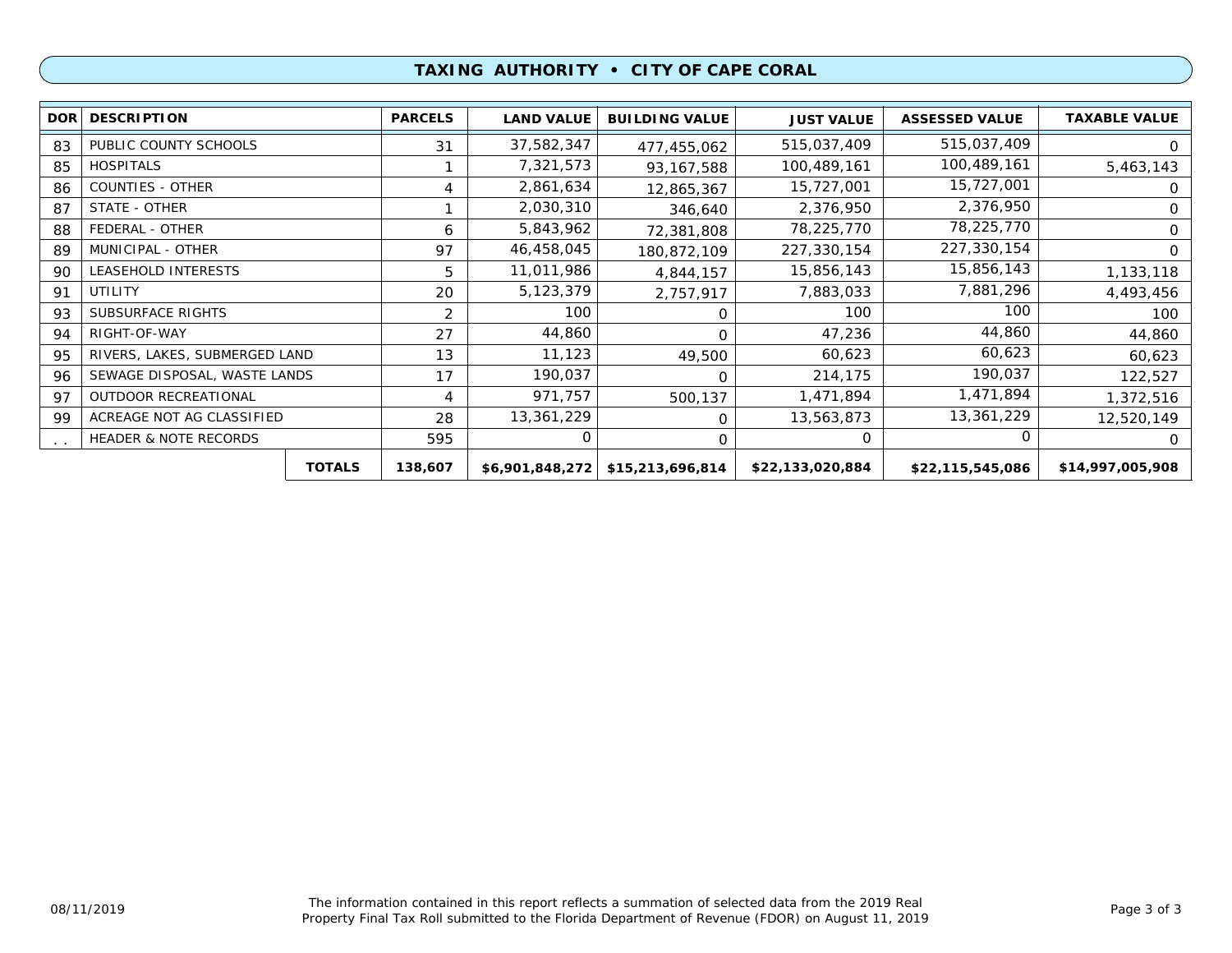## TAXING AUTHORITY • CITY OF CAPE CORAL

| DOR | DESCRIPTION | PARCELS | LAND VALUE | BUILDING VALUE | JUST VALUE | ASSESSED VALUE | TAXABLE VALUE |
|---|---|---|---|---|---|---|---|
| 83 | PUBLIC COUNTY SCHOOLS | 31 | 37,582,347 | 477,455,062 | 515,037,409 | 515,037,409 | 0 |
| 85 | HOSPITALS | 1 | 7,321,573 | 93,167,588 | 100,489,161 | 100,489,161 | 5,463,143 |
| 86 | COUNTIES - OTHER | 4 | 2,861,634 | 12,865,367 | 15,727,001 | 15,727,001 | 0 |
| 87 | STATE - OTHER | 1 | 2,030,310 | 346,640 | 2,376,950 | 2,376,950 | 0 |
| 88 | FEDERAL - OTHER | 6 | 5,843,962 | 72,381,808 | 78,225,770 | 78,225,770 | 0 |
| 89 | MUNICIPAL - OTHER | 97 | 46,458,045 | 180,872,109 | 227,330,154 | 227,330,154 | 0 |
| 90 | LEASEHOLD INTERESTS | 5 | 11,011,986 | 4,844,157 | 15,856,143 | 15,856,143 | 1,133,118 |
| 91 | UTILITY | 20 | 5,123,379 | 2,757,917 | 7,883,033 | 7,881,296 | 4,493,456 |
| 93 | SUBSURFACE RIGHTS | 2 | 100 | 0 | 100 | 100 | 100 |
| 94 | RIGHT-OF-WAY | 27 | 44,860 | 0 | 47,236 | 44,860 | 44,860 |
| 95 | RIVERS, LAKES, SUBMERGED LAND | 13 | 11,123 | 49,500 | 60,623 | 60,623 | 60,623 |
| 96 | SEWAGE DISPOSAL, WASTE LANDS | 17 | 190,037 | 0 | 214,175 | 190,037 | 122,527 |
| 97 | OUTDOOR RECREATIONAL | 4 | 971,757 | 500,137 | 1,471,894 | 1,471,894 | 1,372,516 |
| 99 | ACREAGE NOT AG CLASSIFIED | 28 | 13,361,229 | 0 | 13,563,873 | 13,361,229 | 12,520,149 |
| . . | HEADER & NOTE RECORDS | 595 | 0 | 0 | 0 | 0 | 0 |
| | **TOTALS** | **138,607** | **$6,901,848,272** | **$15,213,696,814** | **$22,133,020,884** | **$22,115,545,086** | **$14,997,005,908** |

08/11/2019

The information contained in this report reflects a summation of selected data from the 2019 Real Property Final Tax Roll submitted to the Florida Department of Revenue (FDOR) on August 11, 2019